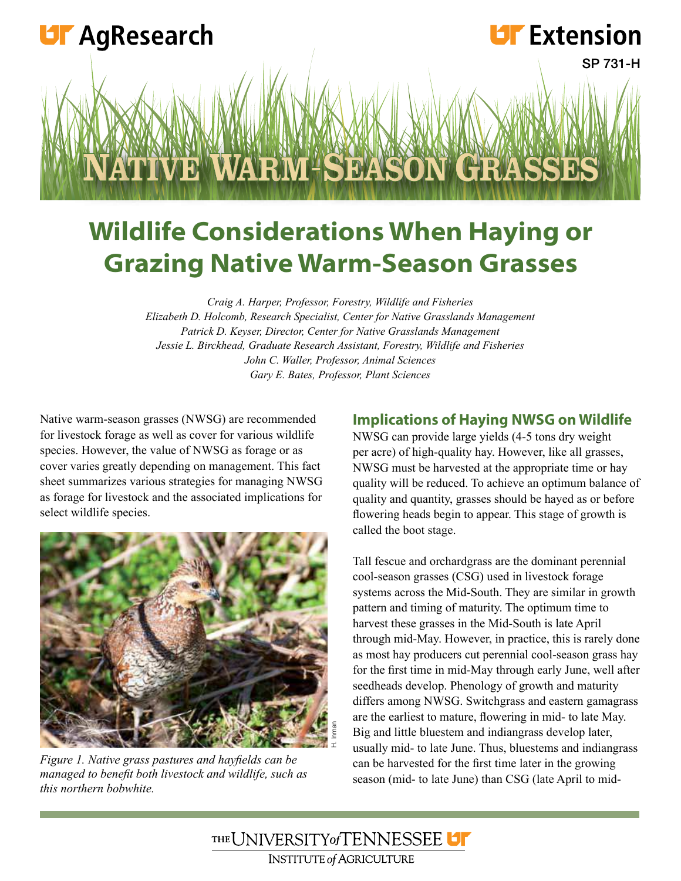UT AgResearch

UT Extension

SP 731-H

# Native Warm-Season Grasses

## Wildlife Considerations When Haying or Grazing Native Warm-Season Grasses

*Craig A. Harper, Professor, Forestry, Wildlife and Fisheries*
*Elizabeth D. Holcomb, Research Specialist, Center for Native Grasslands Management*
*Patrick D. Keyser, Director, Center for Native Grasslands Management*
*Jessie L. Birckhead, Graduate Research Assistant, Forestry, Wildlife and Fisheries*
*John C. Waller, Professor, Animal Sciences*
*Gary E. Bates, Professor, Plant Sciences*

Native warm-season grasses (NWSG) are recommended for livestock forage as well as cover for various wildlife species. However, the value of NWSG as forage or as cover varies greatly depending on management. This fact sheet summarizes various strategies for managing NWSG as forage for livestock and the associated implications for select wildlife species.

*Figure 1. Native grass pastures and hayfields can be managed to benefit both livestock and wildlife, such as this northern bobwhite.*

### Implications of Haying NWSG on Wildlife

NWSG can provide large yields (4-5 tons dry weight per acre) of high-quality hay. However, like all grasses, NWSG must be harvested at the appropriate time or hay quality will be reduced. To achieve an optimum balance of quality and quantity, grasses should be hayed as or before flowering heads begin to appear. This stage of growth is called the boot stage.

Tall fescue and orchardgrass are the dominant perennial cool-season grasses (CSG) used in livestock forage systems across the Mid-South. They are similar in growth pattern and timing of maturity. The optimum time to harvest these grasses in the Mid-South is late April through mid-May. However, in practice, this is rarely done as most hay producers cut perennial cool-season grass hay for the first time in mid-May through early June, well after seedheads develop. Phenology of growth and maturity differs among NWSG. Switchgrass and eastern gamagrass are the earliest to mature, flowering in mid- to late May. Big and little bluestem and indiangrass develop later, usually mid- to late June. Thus, bluestems and indiangrass can be harvested for the first time later in the growing season (mid- to late June) than CSG (late April to mid-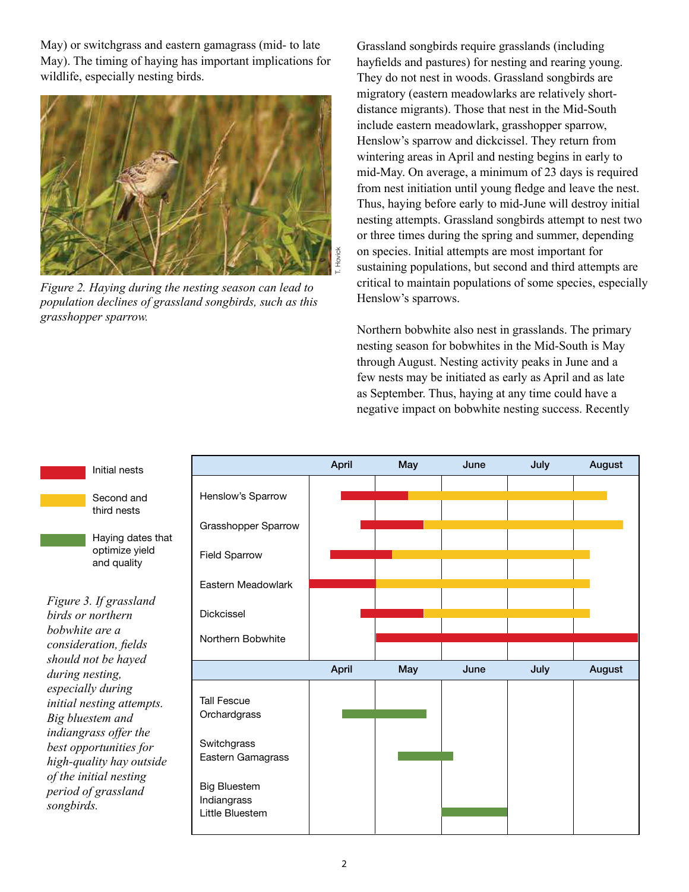May) or switchgrass and eastern gamagrass (mid- to late May). The timing of haying has important implications for wildlife, especially nesting birds.

*Figure 2. Haying during the nesting season can lead to population declines of grassland songbirds, such as this grasshopper sparrow.*

Grassland songbirds require grasslands (including hayfields and pastures) for nesting and rearing young. They do not nest in woods. Grassland songbirds are migratory (eastern meadowlarks are relatively short-distance migrants). Those that nest in the Mid-South include eastern meadowlark, grasshopper sparrow, Henslow's sparrow and dickcissel. They return from wintering areas in April and nesting begins in early to mid-May. On average, a minimum of 23 days is required from nest initiation until young fledge and leave the nest. Thus, haying before early to mid-June will destroy initial nesting attempts. Grassland songbirds attempt to nest two or three times during the spring and summer, depending on species. Initial attempts are most important for sustaining populations, but second and third attempts are critical to maintain populations of some species, especially Henslow's sparrows.

Northern bobwhite also nest in grasslands. The primary nesting season for bobwhites in the Mid-South is May through August. Nesting activity peaks in June and a few nests may be initiated as early as April and as late as September. Thus, haying at any time could have a negative impact on bobwhite nesting success. Recently

| | April | May | June | July | August |
|---|---|---|---|---|---|
| Henslow's Sparrow | Initial nests (mid) | Initial nests → Second and third nests | Second and third nests | Second and third nests | Second and third nests (to mid) |
| Grasshopper Sparrow | Initial nests (late) | Initial nests → Second and third nests | Second and third nests | Second and third nests | Second and third nests (to late) |
| Field Sparrow | Initial nests (early) | Initial nests → Second and third nests | Second and third nests | Second and third nests | Second and third nests (to early) |
| Eastern Meadowlark | Initial nests | Second and third nests | Second and third nests | Second and third nests | Second and third nests (to early) |
| Dickcissel | Initial nests (late) | Initial nests → Second and third nests | Second and third nests | Second and third nests | Second and third nests (to early) |
| Northern Bobwhite | | Initial nests | Initial nests | Initial nests | Initial nests |

| | April | May | June | July | August |
|---|---|---|---|---|---|
| Tall Fescue, Orchardgrass | Haying dates that optimize yield and quality (mid) | Haying dates that optimize yield and quality (to late) | | | |
| Switchgrass, Eastern Gamagrass | | Haying dates that optimize yield and quality (mid to late) | | | |
| Big Bluestem, Indiangrass, Little Bluestem | | | Haying dates that optimize yield and quality | | |

Legend: Initial nests; Second and third nests; Haying dates that optimize yield and quality

*Figure 3. If grassland birds or northern bobwhite are a consideration, fields should not be hayed during nesting, especially during initial nesting attempts. Big bluestem and indiangrass offer the best opportunities for high-quality hay outside of the initial nesting period of grassland songbirds.*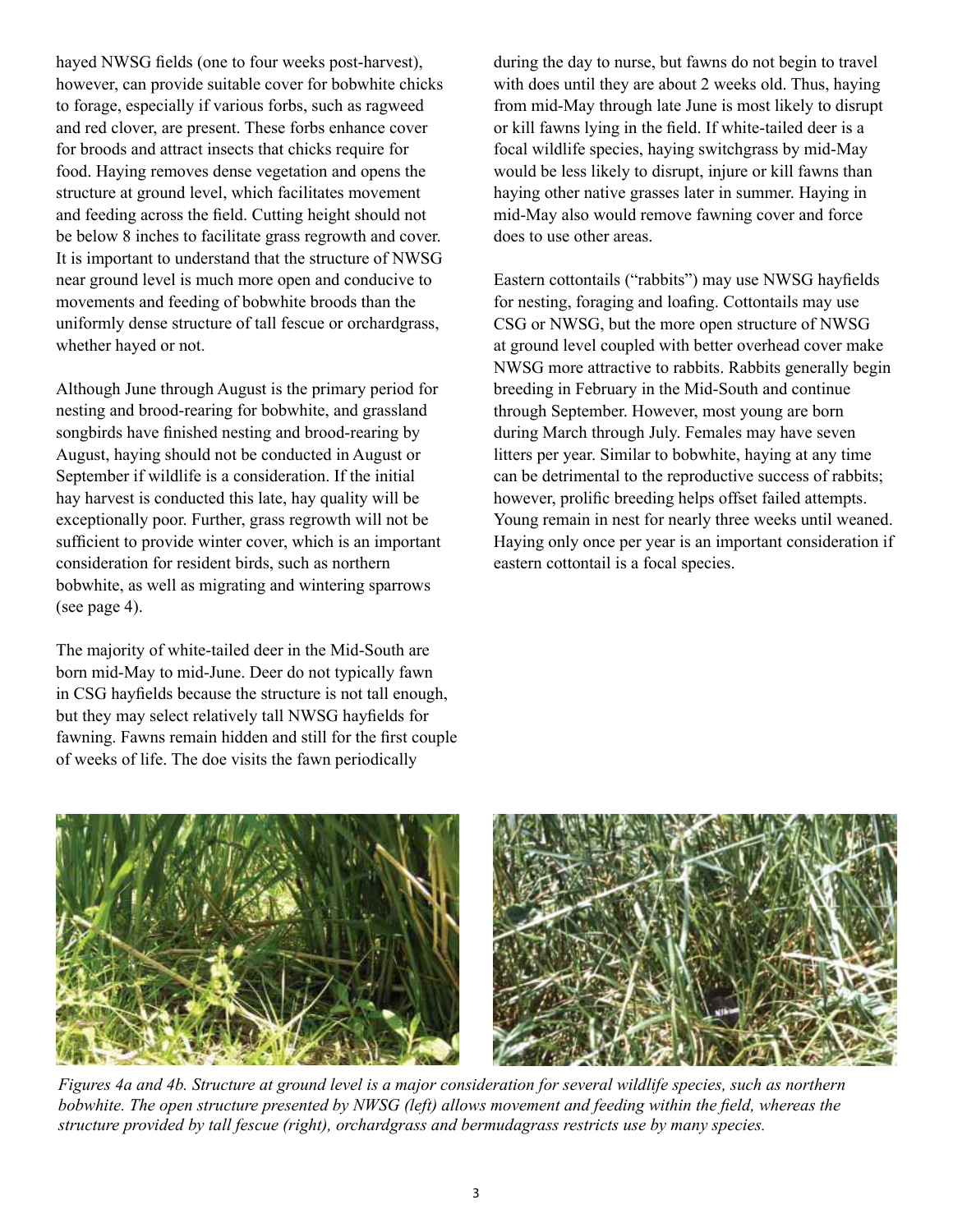hayed NWSG fields (one to four weeks post-harvest), however, can provide suitable cover for bobwhite chicks to forage, especially if various forbs, such as ragweed and red clover, are present. These forbs enhance cover for broods and attract insects that chicks require for food. Haying removes dense vegetation and opens the structure at ground level, which facilitates movement and feeding across the field. Cutting height should not be below 8 inches to facilitate grass regrowth and cover. It is important to understand that the structure of NWSG near ground level is much more open and conducive to movements and feeding of bobwhite broods than the uniformly dense structure of tall fescue or orchardgrass, whether hayed or not.

Although June through August is the primary period for nesting and brood-rearing for bobwhite, and grassland songbirds have finished nesting and brood-rearing by August, haying should not be conducted in August or September if wildlife is a consideration. If the initial hay harvest is conducted this late, hay quality will be exceptionally poor. Further, grass regrowth will not be sufficient to provide winter cover, which is an important consideration for resident birds, such as northern bobwhite, as well as migrating and wintering sparrows (see page 4).

The majority of white-tailed deer in the Mid-South are born mid-May to mid-June. Deer do not typically fawn in CSG hayfields because the structure is not tall enough, but they may select relatively tall NWSG hayfields for fawning. Fawns remain hidden and still for the first couple of weeks of life. The doe visits the fawn periodically during the day to nurse, but fawns do not begin to travel with does until they are about 2 weeks old. Thus, haying from mid-May through late June is most likely to disrupt or kill fawns lying in the field. If white-tailed deer is a focal wildlife species, haying switchgrass by mid-May would be less likely to disrupt, injure or kill fawns than haying other native grasses later in summer. Haying in mid-May also would remove fawning cover and force does to use other areas.

Eastern cottontails ("rabbits") may use NWSG hayfields for nesting, foraging and loafing. Cottontails may use CSG or NWSG, but the more open structure of NWSG at ground level coupled with better overhead cover make NWSG more attractive to rabbits. Rabbits generally begin breeding in February in the Mid-South and continue through September. However, most young are born during March through July. Females may have seven litters per year. Similar to bobwhite, haying at any time can be detrimental to the reproductive success of rabbits; however, prolific breeding helps offset failed attempts. Young remain in nest for nearly three weeks until weaned. Haying only once per year is an important consideration if eastern cottontail is a focal species.

*Figures 4a and 4b. Structure at ground level is a major consideration for several wildlife species, such as northern bobwhite. The open structure presented by NWSG (left) allows movement and feeding within the field, whereas the structure provided by tall fescue (right), orchardgrass and bermudagrass restricts use by many species.*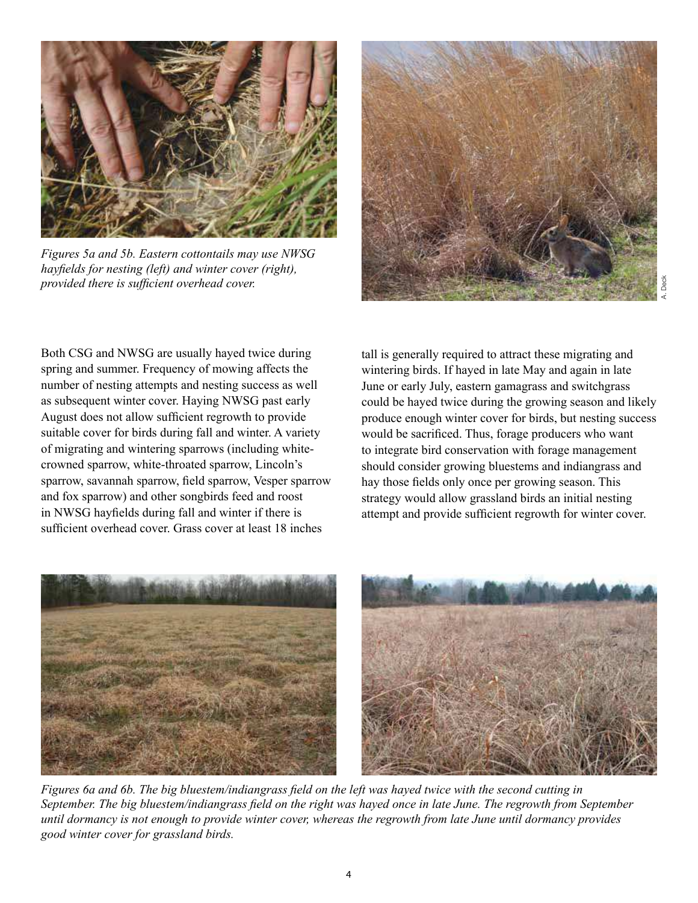*Figures 5a and 5b. Eastern cottontails may use NWSG hayfields for nesting (left) and winter cover (right), provided there is sufficient overhead cover.*

A. Deck

Both CSG and NWSG are usually hayed twice during spring and summer. Frequency of mowing affects the number of nesting attempts and nesting success as well as subsequent winter cover. Haying NWSG past early August does not allow sufficient regrowth to provide suitable cover for birds during fall and winter. A variety of migrating and wintering sparrows (including white-crowned sparrow, white-throated sparrow, Lincoln's sparrow, savannah sparrow, field sparrow, Vesper sparrow and fox sparrow) and other songbirds feed and roost in NWSG hayfields during fall and winter if there is sufficient overhead cover. Grass cover at least 18 inches tall is generally required to attract these migrating and wintering birds. If hayed in late May and again in late June or early July, eastern gamagrass and switchgrass could be hayed twice during the growing season and likely produce enough winter cover for birds, but nesting success would be sacrificed. Thus, forage producers who want to integrate bird conservation with forage management should consider growing bluestems and indiangrass and hay those fields only once per growing season. This strategy would allow grassland birds an initial nesting attempt and provide sufficient regrowth for winter cover.

*Figures 6a and 6b. The big bluestem/indiangrass field on the left was hayed twice with the second cutting in September. The big bluestem/indiangrass field on the right was hayed once in late June. The regrowth from September until dormancy is not enough to provide winter cover, whereas the regrowth from late June until dormancy provides good winter cover for grassland birds.*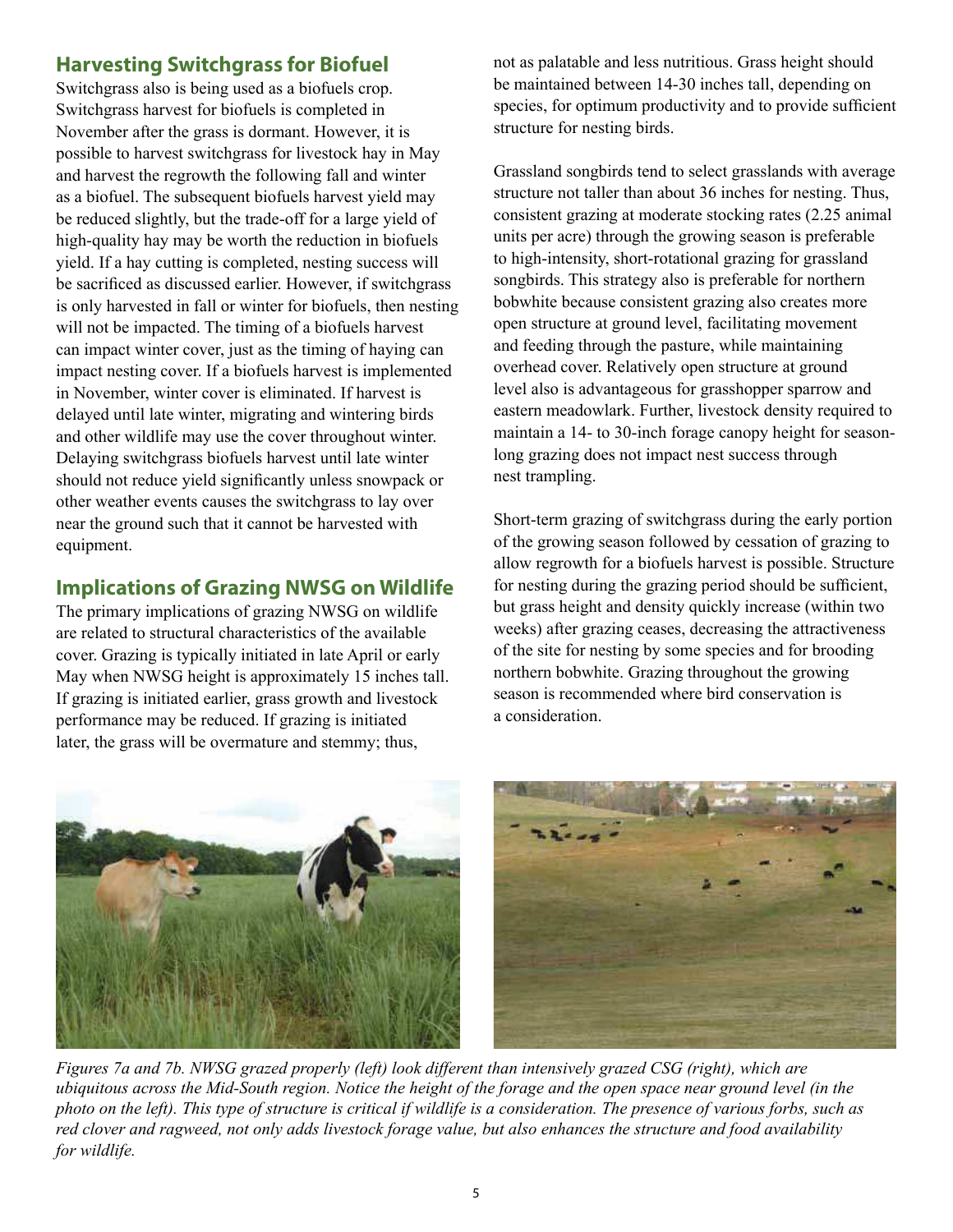## Harvesting Switchgrass for Biofuel

Switchgrass also is being used as a biofuels crop. Switchgrass harvest for biofuels is completed in November after the grass is dormant. However, it is possible to harvest switchgrass for livestock hay in May and harvest the regrowth the following fall and winter as a biofuel. The subsequent biofuels harvest yield may be reduced slightly, but the trade-off for a large yield of high-quality hay may be worth the reduction in biofuels yield. If a hay cutting is completed, nesting success will be sacrificed as discussed earlier. However, if switchgrass is only harvested in fall or winter for biofuels, then nesting will not be impacted. The timing of a biofuels harvest can impact winter cover, just as the timing of haying can impact nesting cover. If a biofuels harvest is implemented in November, winter cover is eliminated. If harvest is delayed until late winter, migrating and wintering birds and other wildlife may use the cover throughout winter. Delaying switchgrass biofuels harvest until late winter should not reduce yield significantly unless snowpack or other weather events causes the switchgrass to lay over near the ground such that it cannot be harvested with equipment.

## Implications of Grazing NWSG on Wildlife

The primary implications of grazing NWSG on wildlife are related to structural characteristics of the available cover. Grazing is typically initiated in late April or early May when NWSG height is approximately 15 inches tall. If grazing is initiated earlier, grass growth and livestock performance may be reduced. If grazing is initiated later, the grass will be overmature and stemmy; thus, not as palatable and less nutritious. Grass height should be maintained between 14-30 inches tall, depending on species, for optimum productivity and to provide sufficient structure for nesting birds.

Grassland songbirds tend to select grasslands with average structure not taller than about 36 inches for nesting. Thus, consistent grazing at moderate stocking rates (2.25 animal units per acre) through the growing season is preferable to high-intensity, short-rotational grazing for grassland songbirds. This strategy also is preferable for northern bobwhite because consistent grazing also creates more open structure at ground level, facilitating movement and feeding through the pasture, while maintaining overhead cover. Relatively open structure at ground level also is advantageous for grasshopper sparrow and eastern meadowlark. Further, livestock density required to maintain a 14- to 30-inch forage canopy height for season-long grazing does not impact nest success through nest trampling.

Short-term grazing of switchgrass during the early portion of the growing season followed by cessation of grazing to allow regrowth for a biofuels harvest is possible. Structure for nesting during the grazing period should be sufficient, but grass height and density quickly increase (within two weeks) after grazing ceases, decreasing the attractiveness of the site for nesting by some species and for brooding northern bobwhite. Grazing throughout the growing season is recommended where bird conservation is a consideration.

*Figures 7a and 7b. NWSG grazed properly (left) look different than intensively grazed CSG (right), which are ubiquitous across the Mid-South region. Notice the height of the forage and the open space near ground level (in the photo on the left). This type of structure is critical if wildlife is a consideration. The presence of various forbs, such as red clover and ragweed, not only adds livestock forage value, but also enhances the structure and food availability for wildlife.*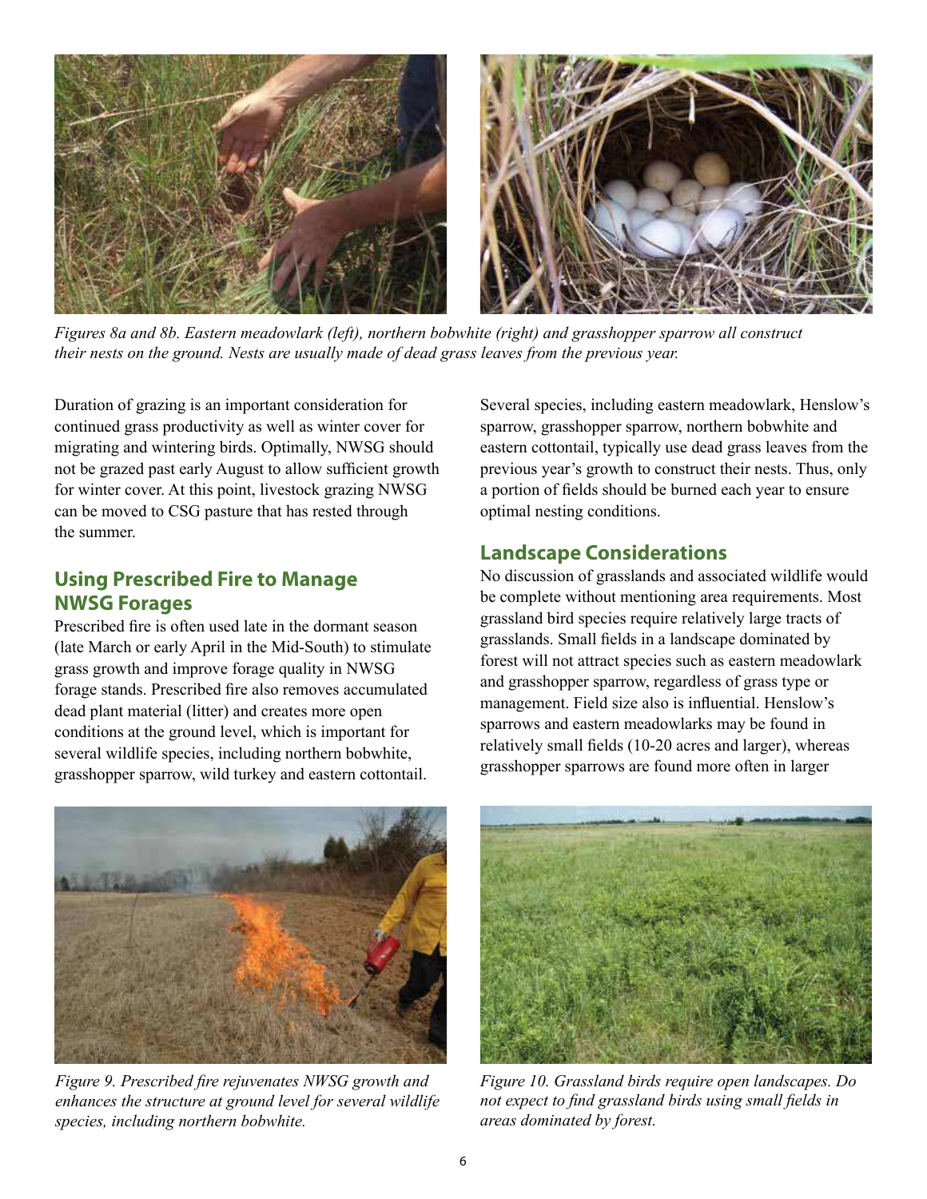*Figures 8a and 8b. Eastern meadowlark (left), northern bobwhite (right) and grasshopper sparrow all construct their nests on the ground. Nests are usually made of dead grass leaves from the previous year.*

Duration of grazing is an important consideration for continued grass productivity as well as winter cover for migrating and wintering birds. Optimally, NWSG should not be grazed past early August to allow sufficient growth for winter cover. At this point, livestock grazing NWSG can be moved to CSG pasture that has rested through the summer.

## Using Prescribed Fire to Manage NWSG Forages

Prescribed fire is often used late in the dormant season (late March or early April in the Mid-South) to stimulate grass growth and improve forage quality in NWSG forage stands. Prescribed fire also removes accumulated dead plant material (litter) and creates more open conditions at the ground level, which is important for several wildlife species, including northern bobwhite, grasshopper sparrow, wild turkey and eastern cottontail. Several species, including eastern meadowlark, Henslow's sparrow, grasshopper sparrow, northern bobwhite and eastern cottontail, typically use dead grass leaves from the previous year's growth to construct their nests. Thus, only a portion of fields should be burned each year to ensure optimal nesting conditions.

## Landscape Considerations

No discussion of grasslands and associated wildlife would be complete without mentioning area requirements. Most grassland bird species require relatively large tracts of grasslands. Small fields in a landscape dominated by forest will not attract species such as eastern meadowlark and grasshopper sparrow, regardless of grass type or management. Field size also is influential. Henslow's sparrows and eastern meadowlarks may be found in relatively small fields (10-20 acres and larger), whereas grasshopper sparrows are found more often in larger

*Figure 9. Prescribed fire rejuvenates NWSG growth and enhances the structure at ground level for several wildlife species, including northern bobwhite.*

*Figure 10. Grassland birds require open landscapes. Do not expect to find grassland birds using small fields in areas dominated by forest.*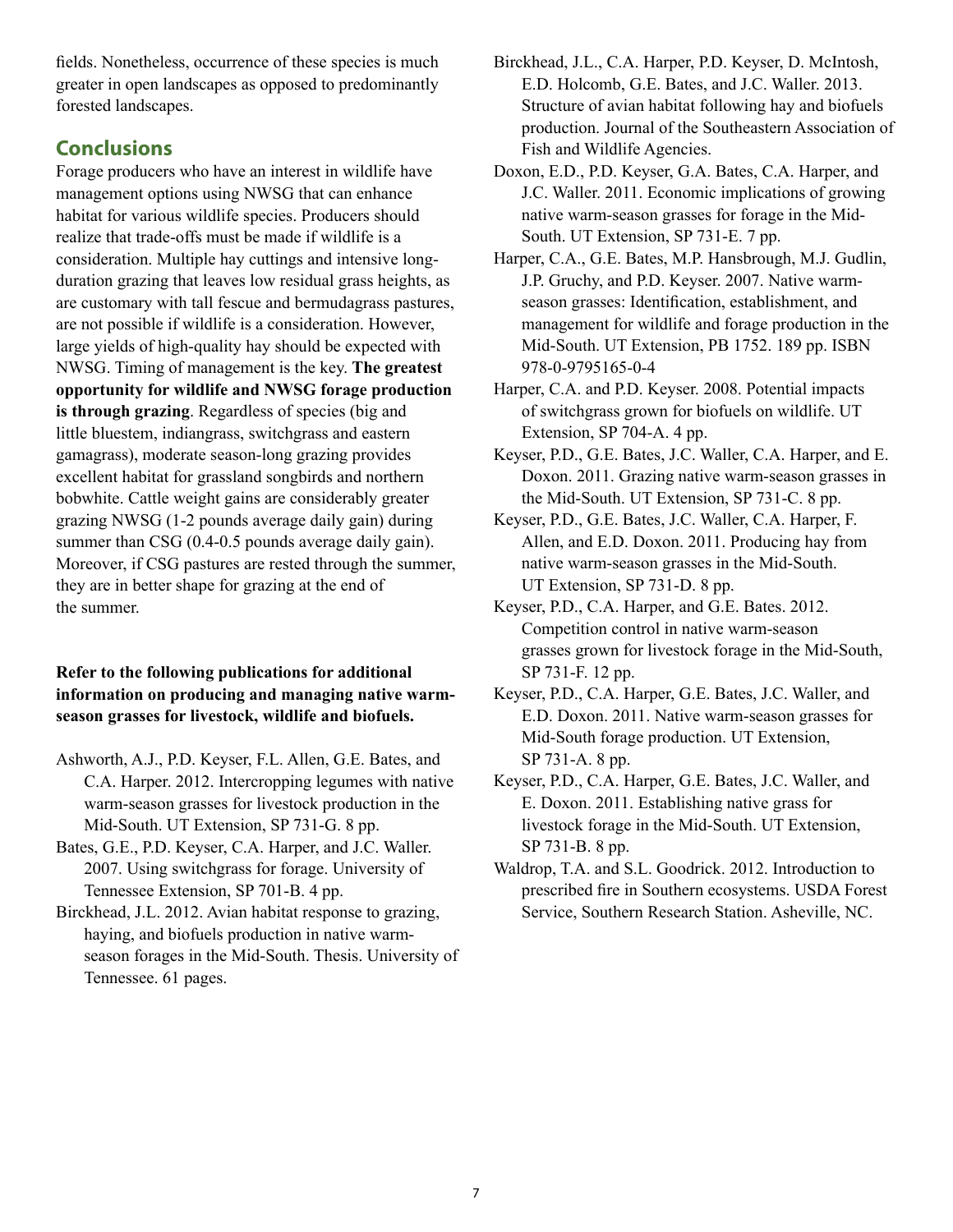fields. Nonetheless, occurrence of these species is much greater in open landscapes as opposed to predominantly forested landscapes.

## Conclusions

Forage producers who have an interest in wildlife have management options using NWSG that can enhance habitat for various wildlife species. Producers should realize that trade-offs must be made if wildlife is a consideration. Multiple hay cuttings and intensive long-duration grazing that leaves low residual grass heights, as are customary with tall fescue and bermudagrass pastures, are not possible if wildlife is a consideration. However, large yields of high-quality hay should be expected with NWSG. Timing of management is the key. **The greatest opportunity for wildlife and NWSG forage production is through grazing**. Regardless of species (big and little bluestem, indiangrass, switchgrass and eastern gamagrass), moderate season-long grazing provides excellent habitat for grassland songbirds and northern bobwhite. Cattle weight gains are considerably greater grazing NWSG (1-2 pounds average daily gain) during summer than CSG (0.4-0.5 pounds average daily gain). Moreover, if CSG pastures are rested through the summer, they are in better shape for grazing at the end of the summer.

**Refer to the following publications for additional information on producing and managing native warm-season grasses for livestock, wildlife and biofuels.**

Ashworth, A.J., P.D. Keyser, F.L. Allen, G.E. Bates, and C.A. Harper. 2012. Intercropping legumes with native warm-season grasses for livestock production in the Mid-South. UT Extension, SP 731-G. 8 pp.

Bates, G.E., P.D. Keyser, C.A. Harper, and J.C. Waller. 2007. Using switchgrass for forage. University of Tennessee Extension, SP 701-B. 4 pp.

Birckhead, J.L. 2012. Avian habitat response to grazing, haying, and biofuels production in native warm-season forages in the Mid-South. Thesis. University of Tennessee. 61 pages.

Birckhead, J.L., C.A. Harper, P.D. Keyser, D. McIntosh, E.D. Holcomb, G.E. Bates, and J.C. Waller. 2013. Structure of avian habitat following hay and biofuels production. Journal of the Southeastern Association of Fish and Wildlife Agencies.

Doxon, E.D., P.D. Keyser, G.A. Bates, C.A. Harper, and J.C. Waller. 2011. Economic implications of growing native warm-season grasses for forage in the Mid-South. UT Extension, SP 731-E. 7 pp.

Harper, C.A., G.E. Bates, M.P. Hansbrough, M.J. Gudlin, J.P. Gruchy, and P.D. Keyser. 2007. Native warm-season grasses: Identification, establishment, and management for wildlife and forage production in the Mid-South. UT Extension, PB 1752. 189 pp. ISBN 978-0-9795165-0-4

Harper, C.A. and P.D. Keyser. 2008. Potential impacts of switchgrass grown for biofuels on wildlife. UT Extension, SP 704-A. 4 pp.

Keyser, P.D., G.E. Bates, J.C. Waller, C.A. Harper, and E. Doxon. 2011. Grazing native warm-season grasses in the Mid-South. UT Extension, SP 731-C. 8 pp.

Keyser, P.D., G.E. Bates, J.C. Waller, C.A. Harper, F. Allen, and E.D. Doxon. 2011. Producing hay from native warm-season grasses in the Mid-South. UT Extension, SP 731-D. 8 pp.

Keyser, P.D., C.A. Harper, and G.E. Bates. 2012. Competition control in native warm-season grasses grown for livestock forage in the Mid-South, SP 731-F. 12 pp.

Keyser, P.D., C.A. Harper, G.E. Bates, J.C. Waller, and E.D. Doxon. 2011. Native warm-season grasses for Mid-South forage production. UT Extension, SP 731-A. 8 pp.

Keyser, P.D., C.A. Harper, G.E. Bates, J.C. Waller, and E. Doxon. 2011. Establishing native grass for livestock forage in the Mid-South. UT Extension, SP 731-B. 8 pp.

Waldrop, T.A. and S.L. Goodrick. 2012. Introduction to prescribed fire in Southern ecosystems. USDA Forest Service, Southern Research Station. Asheville, NC.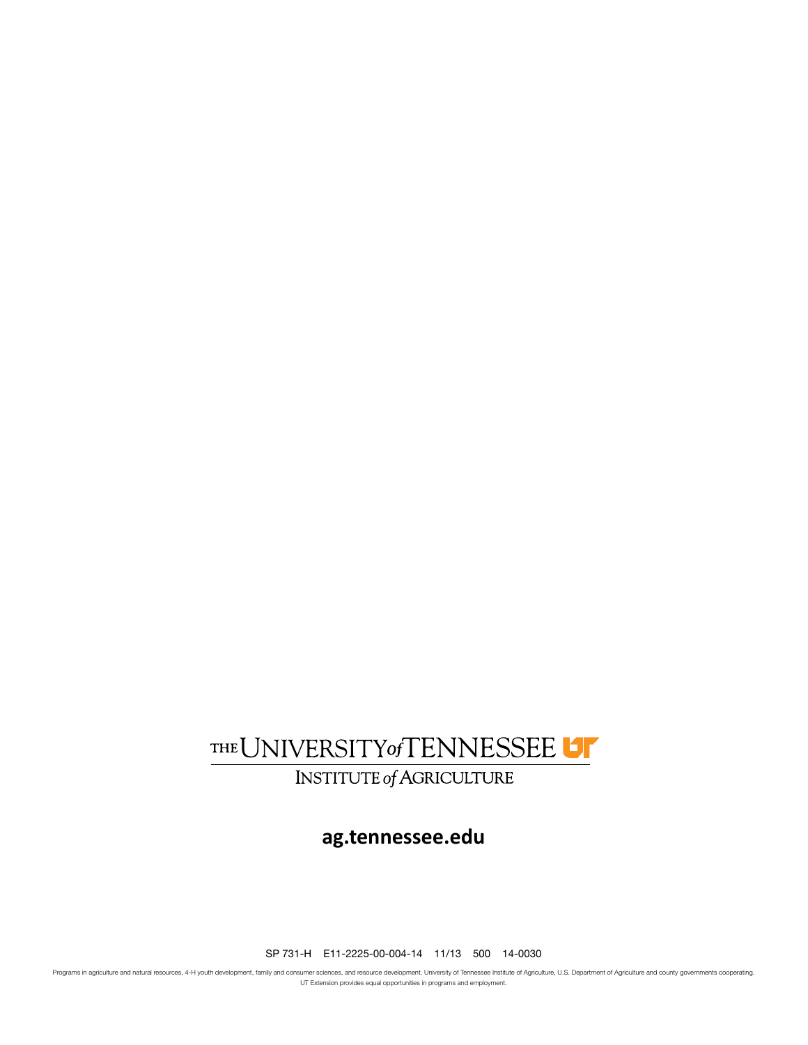THE UNIVERSITY of TENNESSEE

INSTITUTE of AGRICULTURE

**ag.tennessee.edu**

SP 731-H E11-2225-00-004-14 11/13 500 14-0030

Programs in agriculture and natural resources, 4-H youth development, family and consumer sciences, and resource development. University of Tennessee Institute of Agriculture, U.S. Department of Agriculture and county governments cooperating.
UT Extension provides equal opportunities in programs and employment.